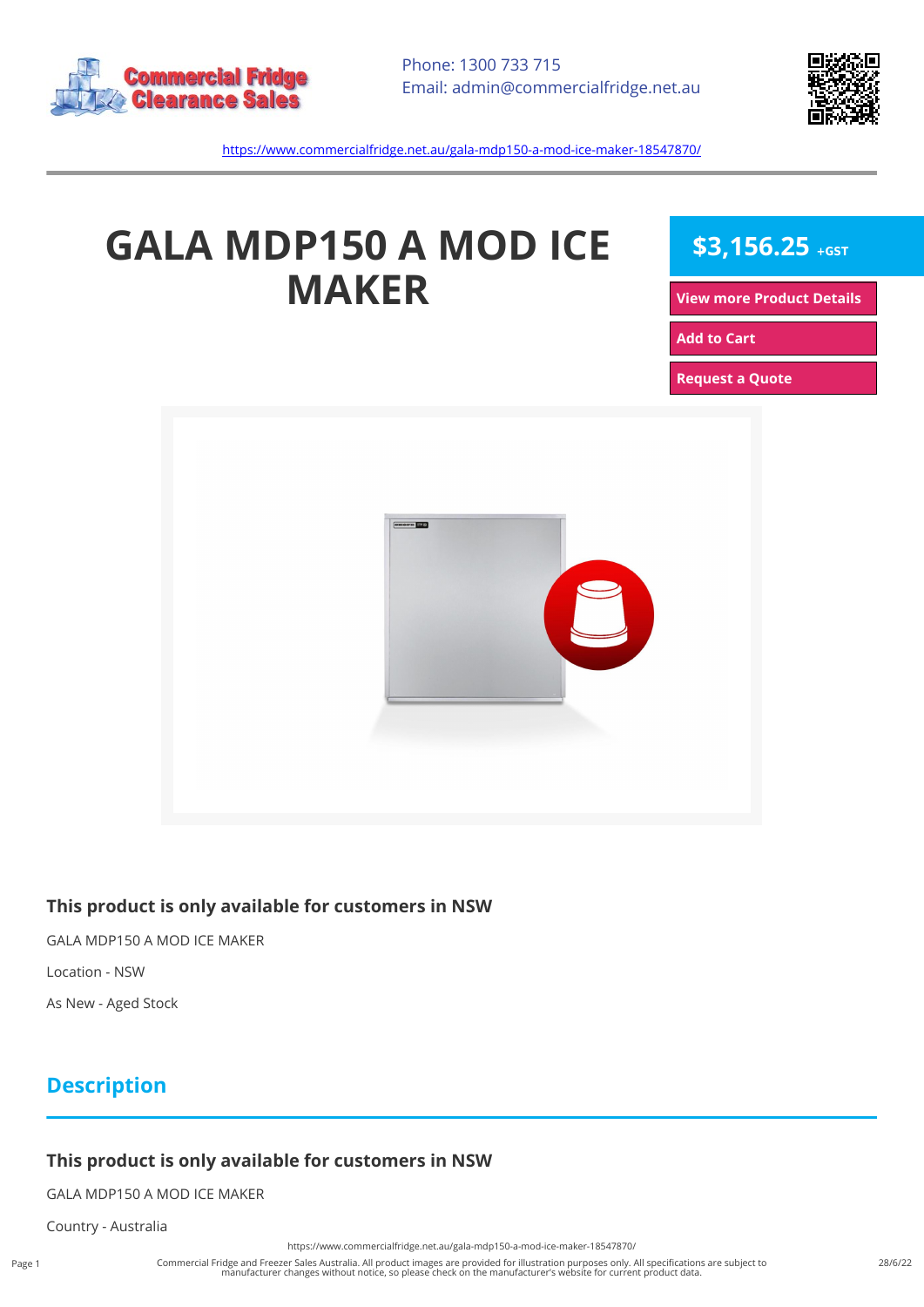Phone: 1300 733 715
Email: admin@commercialfridge.net.au

https://www.commercialfridge.net.au/gala-mdp150-a-mod-ice-maker-18547870/

# GALA MDP150 A MOD ICE MAKER

**$3,156.25** +GST

View more Product Details

Add to Cart

Request a Quote

### This product is only available for customers in NSW

GALA MDP150 A MOD ICE MAKER

Location - NSW

As New - Aged Stock

## Description

### This product is only available for customers in NSW

GALA MDP150 A MOD ICE MAKER

Country - Australia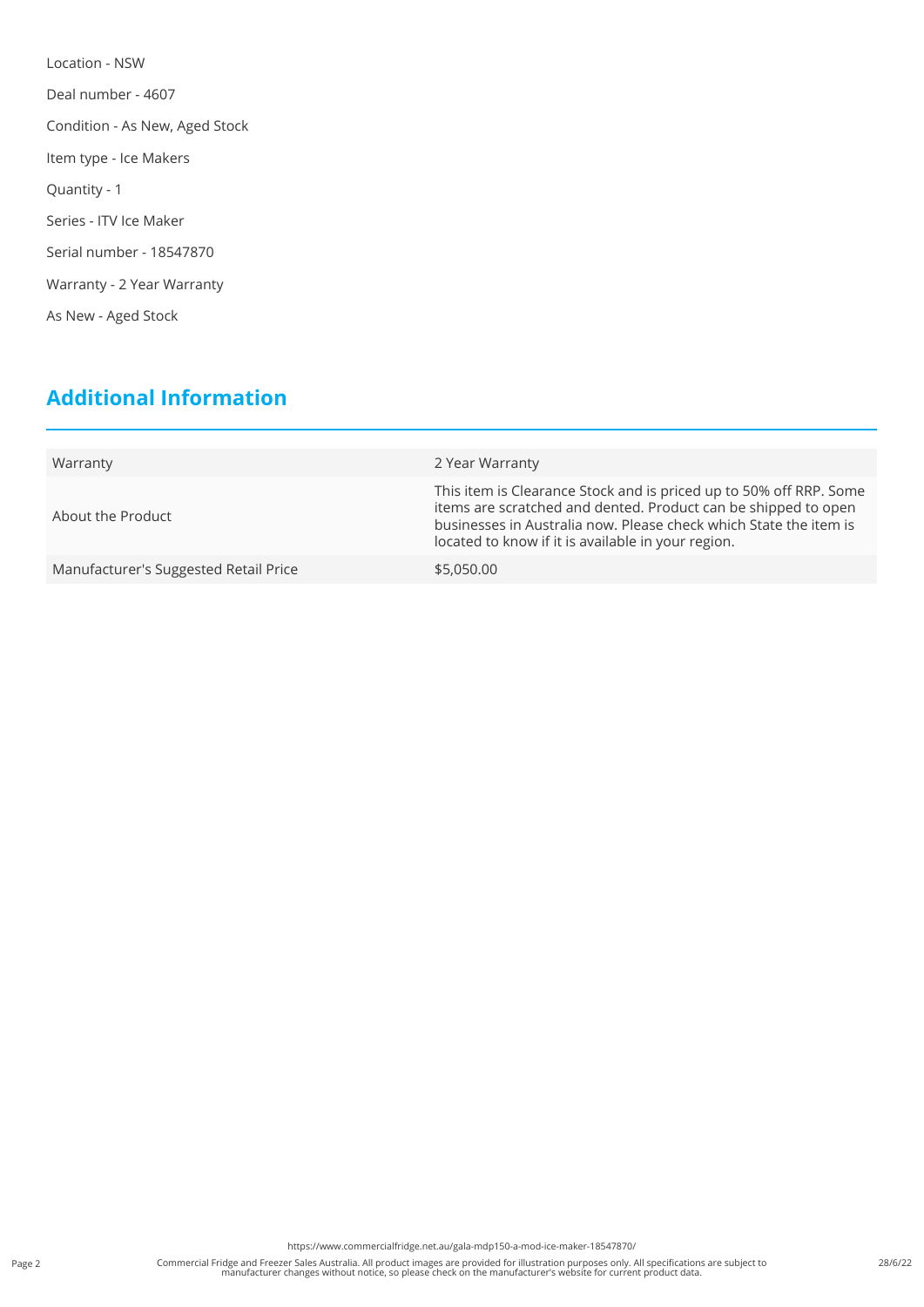Location - NSW

Deal number - 4607

Condition - As New, Aged Stock

Item type - Ice Makers

Quantity - 1

Series - ITV Ice Maker

Serial number - 18547870

Warranty - 2 Year Warranty

As New - Aged Stock

## Additional Information

| | |
|---|---|
| Warranty | 2 Year Warranty |
| About the Product | This item is Clearance Stock and is priced up to 50% off RRP. Some items are scratched and dented. Product can be shipped to open businesses in Australia now. Please check which State the item is located to know if it is available in your region. |
| Manufacturer's Suggested Retail Price | $5,050.00 |